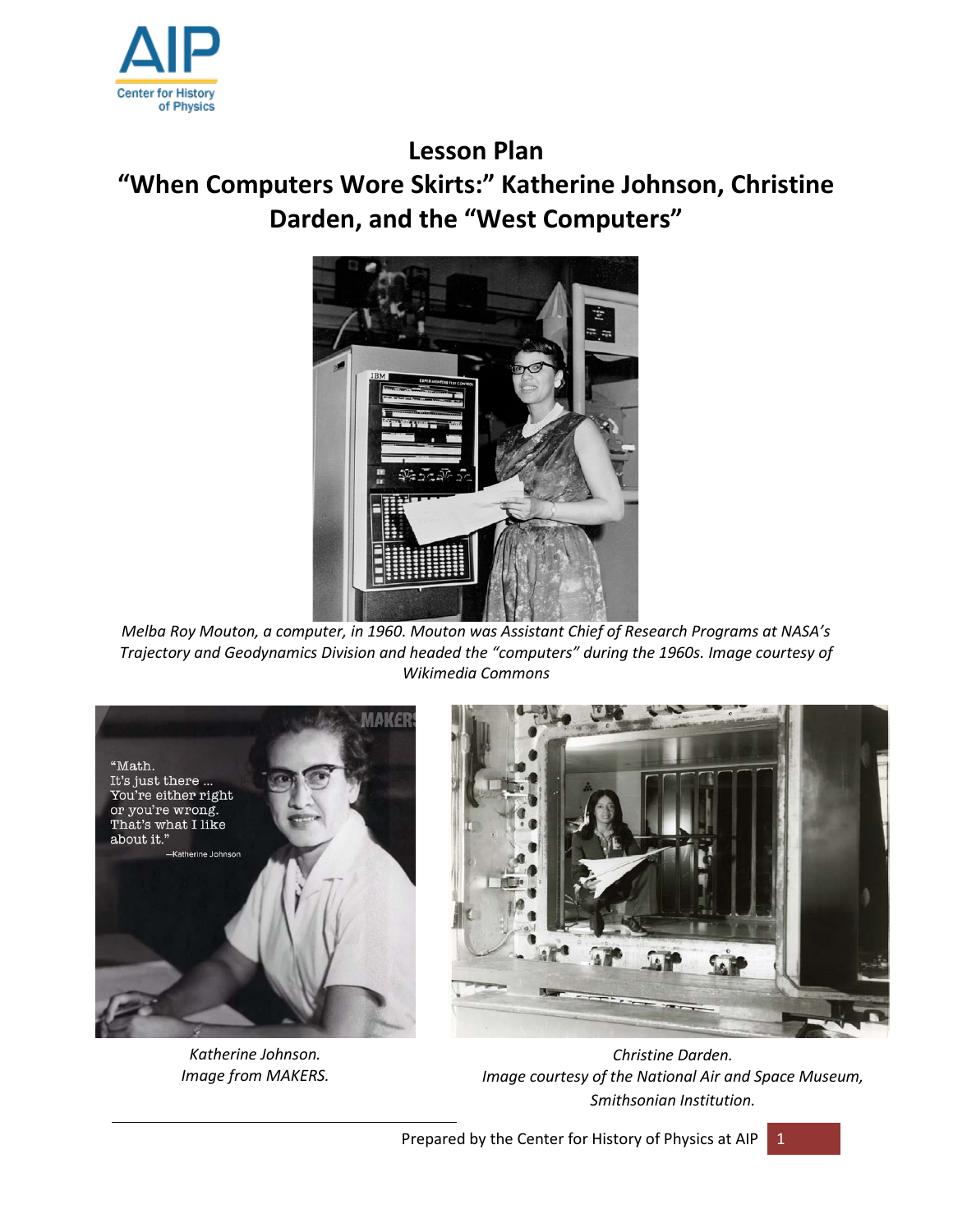# Lesson Plan

# "When Computers Wore Skirts:" Katherine Johnson, Christine Darden, and the "West Computers"

*Melba Roy Mouton, a computer, in 1960. Mouton was Assistant Chief of Research Programs at NASA's Trajectory and Geodynamics Division and headed the "computers" during the 1960s. Image courtesy of Wikimedia Commons*

*Katherine Johnson. Image from MAKERS.*

*Christine Darden. Image courtesy of the National Air and Space Museum, Smithsonian Institution.*

Prepared by the Center for History of Physics at AIP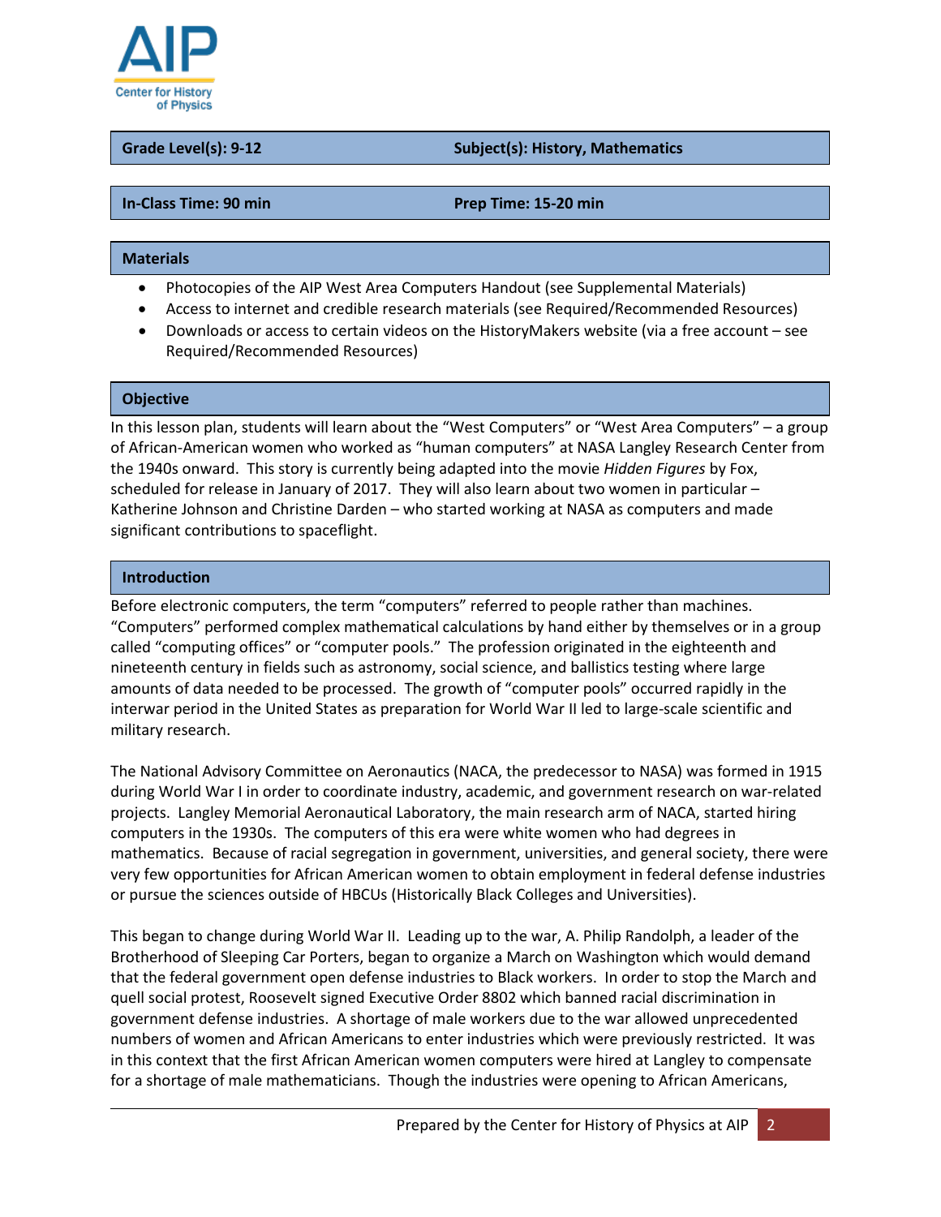| Grade Level(s): 9-12 | Subject(s): History, Mathematics |
|---|---|

| In-Class Time: 90 min | Prep Time: 15-20 min |
|---|---|

## Materials

- Photocopies of the AIP West Area Computers Handout (see Supplemental Materials)
- Access to internet and credible research materials (see Required/Recommended Resources)
- Downloads or access to certain videos on the HistoryMakers website (via a free account – see Required/Recommended Resources)

## Objective

In this lesson plan, students will learn about the "West Computers" or "West Area Computers" – a group of African-American women who worked as "human computers" at NASA Langley Research Center from the 1940s onward. This story is currently being adapted into the movie *Hidden Figures* by Fox, scheduled for release in January of 2017. They will also learn about two women in particular – Katherine Johnson and Christine Darden – who started working at NASA as computers and made significant contributions to spaceflight.

## Introduction

Before electronic computers, the term "computers" referred to people rather than machines. "Computers" performed complex mathematical calculations by hand either by themselves or in a group called "computing offices" or "computer pools." The profession originated in the eighteenth and nineteenth century in fields such as astronomy, social science, and ballistics testing where large amounts of data needed to be processed. The growth of "computer pools" occurred rapidly in the interwar period in the United States as preparation for World War II led to large-scale scientific and military research.

The National Advisory Committee on Aeronautics (NACA, the predecessor to NASA) was formed in 1915 during World War I in order to coordinate industry, academic, and government research on war-related projects. Langley Memorial Aeronautical Laboratory, the main research arm of NACA, started hiring computers in the 1930s. The computers of this era were white women who had degrees in mathematics. Because of racial segregation in government, universities, and general society, there were very few opportunities for African American women to obtain employment in federal defense industries or pursue the sciences outside of HBCUs (Historically Black Colleges and Universities).

This began to change during World War II. Leading up to the war, A. Philip Randolph, a leader of the Brotherhood of Sleeping Car Porters, began to organize a March on Washington which would demand that the federal government open defense industries to Black workers. In order to stop the March and quell social protest, Roosevelt signed Executive Order 8802 which banned racial discrimination in government defense industries. A shortage of male workers due to the war allowed unprecedented numbers of women and African Americans to enter industries which were previously restricted. It was in this context that the first African American women computers were hired at Langley to compensate for a shortage of male mathematicians. Though the industries were opening to African Americans,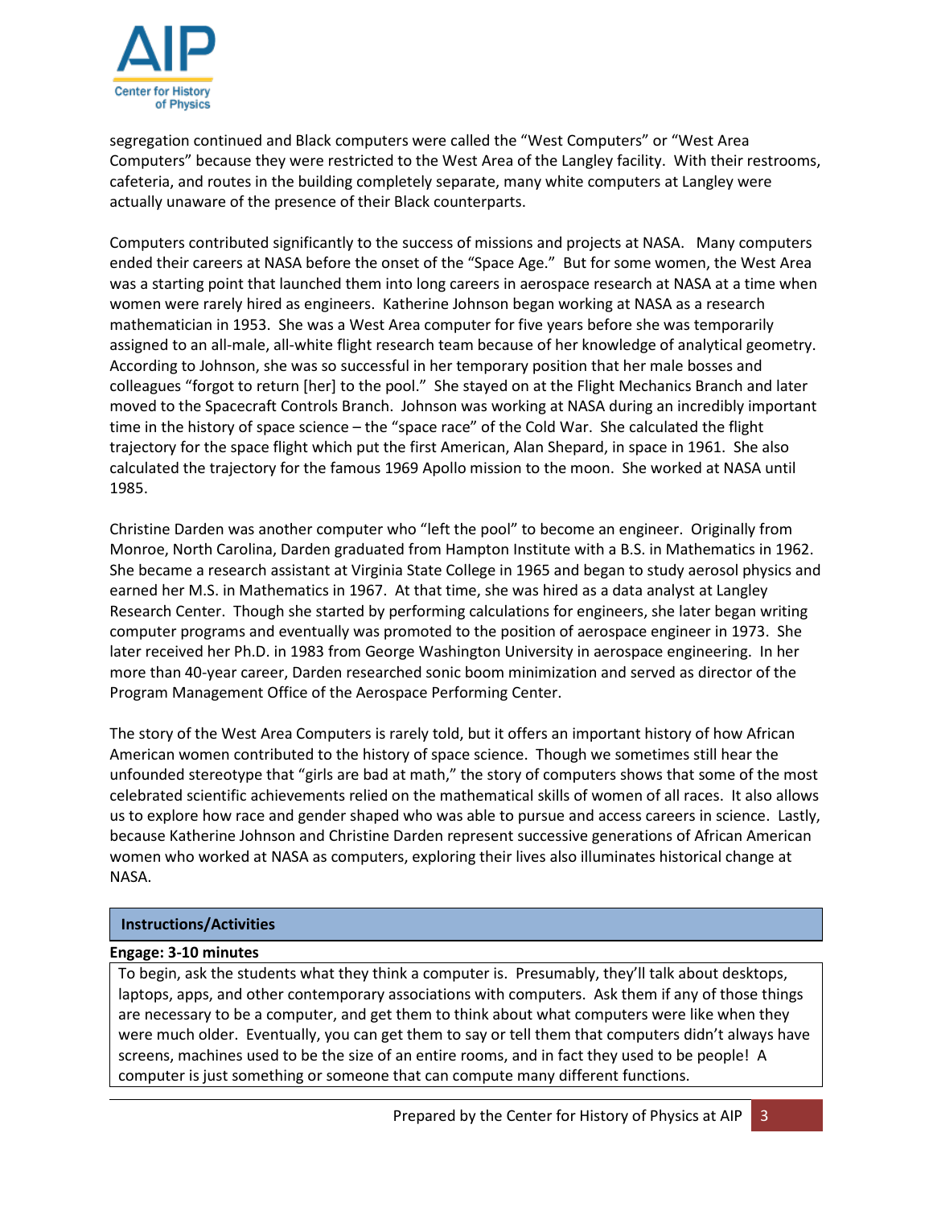segregation continued and Black computers were called the "West Computers" or "West Area Computers" because they were restricted to the West Area of the Langley facility. With their restrooms, cafeteria, and routes in the building completely separate, many white computers at Langley were actually unaware of the presence of their Black counterparts.

Computers contributed significantly to the success of missions and projects at NASA. Many computers ended their careers at NASA before the onset of the "Space Age." But for some women, the West Area was a starting point that launched them into long careers in aerospace research at NASA at a time when women were rarely hired as engineers. Katherine Johnson began working at NASA as a research mathematician in 1953. She was a West Area computer for five years before she was temporarily assigned to an all-male, all-white flight research team because of her knowledge of analytical geometry. According to Johnson, she was so successful in her temporary position that her male bosses and colleagues "forgot to return [her] to the pool." She stayed on at the Flight Mechanics Branch and later moved to the Spacecraft Controls Branch. Johnson was working at NASA during an incredibly important time in the history of space science – the "space race" of the Cold War. She calculated the flight trajectory for the space flight which put the first American, Alan Shepard, in space in 1961. She also calculated the trajectory for the famous 1969 Apollo mission to the moon. She worked at NASA until 1985.

Christine Darden was another computer who "left the pool" to become an engineer. Originally from Monroe, North Carolina, Darden graduated from Hampton Institute with a B.S. in Mathematics in 1962. She became a research assistant at Virginia State College in 1965 and began to study aerosol physics and earned her M.S. in Mathematics in 1967. At that time, she was hired as a data analyst at Langley Research Center. Though she started by performing calculations for engineers, she later began writing computer programs and eventually was promoted to the position of aerospace engineer in 1973. She later received her Ph.D. in 1983 from George Washington University in aerospace engineering. In her more than 40-year career, Darden researched sonic boom minimization and served as director of the Program Management Office of the Aerospace Performing Center.

The story of the West Area Computers is rarely told, but it offers an important history of how African American women contributed to the history of space science. Though we sometimes still hear the unfounded stereotype that "girls are bad at math," the story of computers shows that some of the most celebrated scientific achievements relied on the mathematical skills of women of all races. It also allows us to explore how race and gender shaped who was able to pursue and access careers in science. Lastly, because Katherine Johnson and Christine Darden represent successive generations of African American women who worked at NASA as computers, exploring their lives also illuminates historical change at NASA.

## Instructions/Activities

**Engage: 3-10 minutes**

To begin, ask the students what they think a computer is. Presumably, they'll talk about desktops, laptops, apps, and other contemporary associations with computers. Ask them if any of those things are necessary to be a computer, and get them to think about what computers were like when they were much older. Eventually, you can get them to say or tell them that computers didn't always have screens, machines used to be the size of an entire rooms, and in fact they used to be people! A computer is just something or someone that can compute many different functions.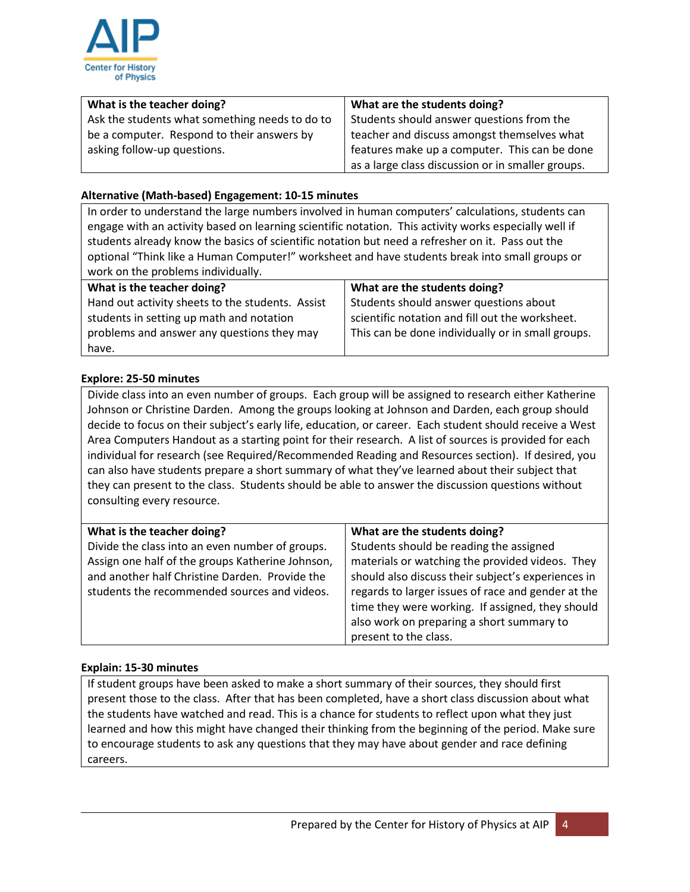| What is the teacher doing? | What are the students doing? |
| --- | --- |
| Ask the students what something needs to do to be a computer. Respond to their answers by asking follow-up questions. | Students should answer questions from the teacher and discuss amongst themselves what features make up a computer. This can be done as a large class discussion or in smaller groups. |

**Alternative (Math-based) Engagement: 10-15 minutes**

In order to understand the large numbers involved in human computers' calculations, students can engage with an activity based on learning scientific notation. This activity works especially well if students already know the basics of scientific notation but need a refresher on it. Pass out the optional "Think like a Human Computer!" worksheet and have students break into small groups or work on the problems individually.

| What is the teacher doing? | What are the students doing? |
| --- | --- |
| Hand out activity sheets to the students. Assist students in setting up math and notation problems and answer any questions they may have. | Students should answer questions about scientific notation and fill out the worksheet. This can be done individually or in small groups. |

**Explore: 25-50 minutes**

Divide class into an even number of groups. Each group will be assigned to research either Katherine Johnson or Christine Darden. Among the groups looking at Johnson and Darden, each group should decide to focus on their subject's early life, education, or career. Each student should receive a West Area Computers Handout as a starting point for their research. A list of sources is provided for each individual for research (see Required/Recommended Reading and Resources section). If desired, you can also have students prepare a short summary of what they've learned about their subject that they can present to the class. Students should be able to answer the discussion questions without consulting every resource.

| What is the teacher doing? | What are the students doing? |
| --- | --- |
| Divide the class into an even number of groups. Assign one half of the groups Katherine Johnson, and another half Christine Darden. Provide the students the recommended sources and videos. | Students should be reading the assigned materials or watching the provided videos. They should also discuss their subject's experiences in regards to larger issues of race and gender at the time they were working. If assigned, they should also work on preparing a short summary to present to the class. |

**Explain: 15-30 minutes**

If student groups have been asked to make a short summary of their sources, they should first present those to the class. After that has been completed, have a short class discussion about what the students have watched and read. This is a chance for students to reflect upon what they just learned and how this might have changed their thinking from the beginning of the period. Make sure to encourage students to ask any questions that they may have about gender and race defining careers.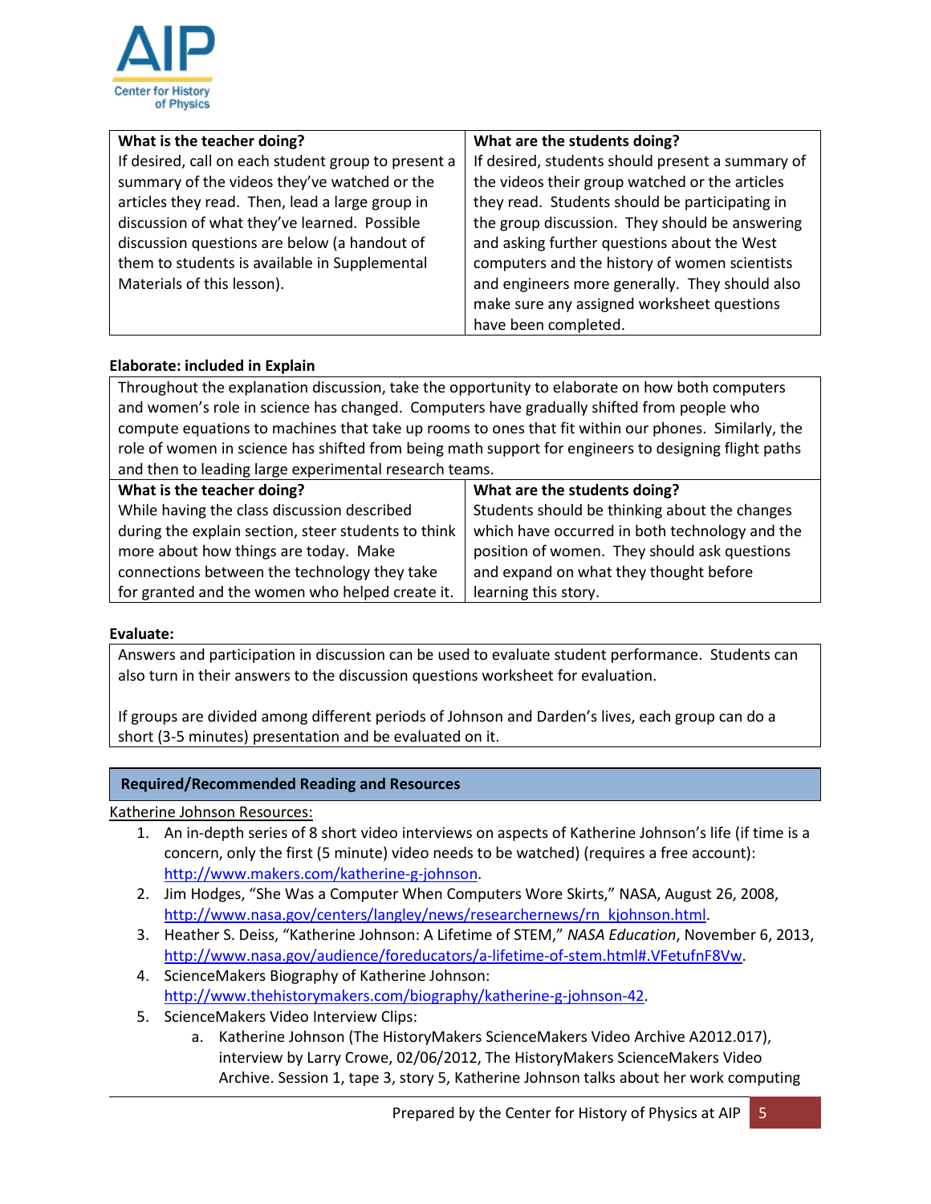| What is the teacher doing? | What are the students doing? |
|---|---|
| If desired, call on each student group to present a summary of the videos they've watched or the articles they read. Then, lead a large group in discussion of what they've learned. Possible discussion questions are below (a handout of them to students is available in Supplemental Materials of this lesson). | If desired, students should present a summary of the videos their group watched or the articles they read. Students should be participating in the group discussion. They should be answering and asking further questions about the West computers and the history of women scientists and engineers more generally. They should also make sure any assigned worksheet questions have been completed. |

**Elaborate: included in Explain**

Throughout the explanation discussion, take the opportunity to elaborate on how both computers and women's role in science has changed. Computers have gradually shifted from people who compute equations to machines that take up rooms to ones that fit within our phones. Similarly, the role of women in science has shifted from being math support for engineers to designing flight paths and then to leading large experimental research teams.

| What is the teacher doing? | What are the students doing? |
|---|---|
| While having the class discussion described during the explain section, steer students to think more about how things are today. Make connections between the technology they take for granted and the women who helped create it. | Students should be thinking about the changes which have occurred in both technology and the position of women. They should ask questions and expand on what they thought before learning this story. |

**Evaluate:**

Answers and participation in discussion can be used to evaluate student performance. Students can also turn in their answers to the discussion questions worksheet for evaluation.

If groups are divided among different periods of Johnson and Darden's lives, each group can do a short (3-5 minutes) presentation and be evaluated on it.

## Required/Recommended Reading and Resources

Katherine Johnson Resources:

1. An in-depth series of 8 short video interviews on aspects of Katherine Johnson's life (if time is a concern, only the first (5 minute) video needs to be watched) (requires a free account): http://www.makers.com/katherine-g-johnson.
2. Jim Hodges, "She Was a Computer When Computers Wore Skirts," NASA, August 26, 2008, http://www.nasa.gov/centers/langley/news/researchernews/rn_kjohnson.html.
3. Heather S. Deiss, "Katherine Johnson: A Lifetime of STEM," *NASA Education*, November 6, 2013, http://www.nasa.gov/audience/foreducators/a-lifetime-of-stem.html#.VFetufnF8Vw.
4. ScienceMakers Biography of Katherine Johnson: http://www.thehistorymakers.com/biography/katherine-g-johnson-42.
5. ScienceMakers Video Interview Clips:
   a. Katherine Johnson (The HistoryMakers ScienceMakers Video Archive A2012.017), interview by Larry Crowe, 02/06/2012, The HistoryMakers ScienceMakers Video Archive. Session 1, tape 3, story 5, Katherine Johnson talks about her work computing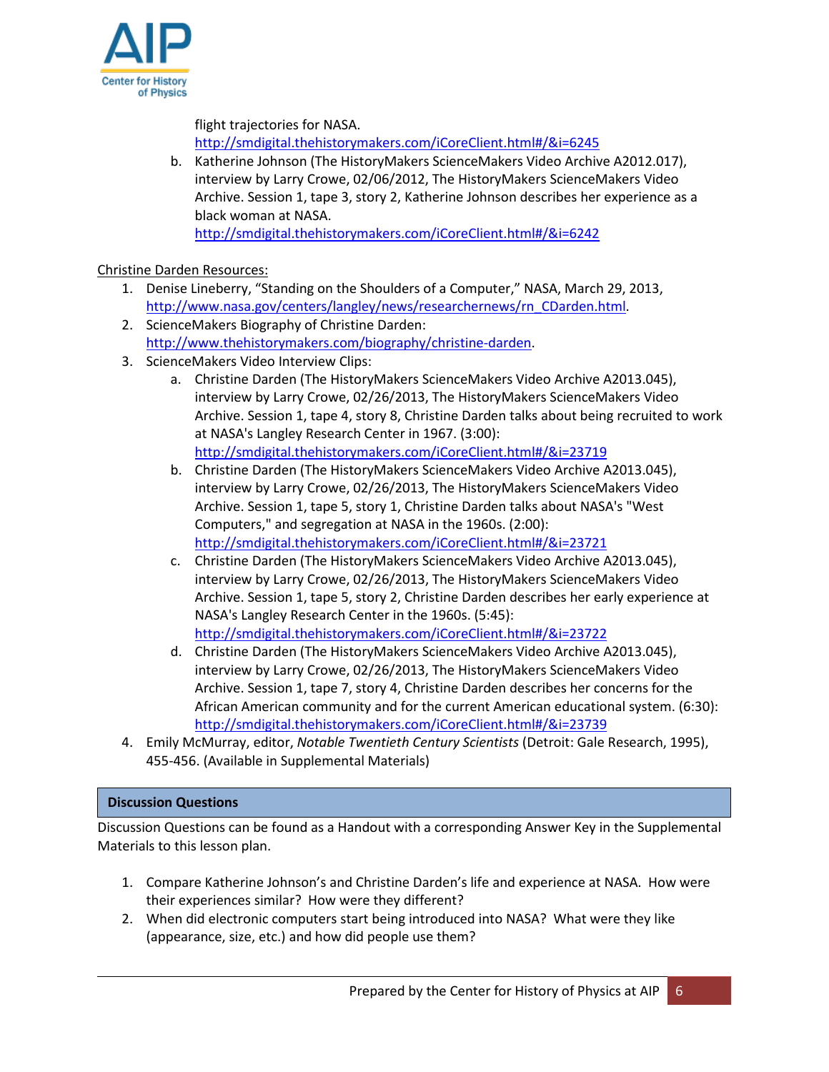flight trajectories for NASA.
http://smdigital.thehistorymakers.com/iCoreClient.html#/&i=6245

   b. Katherine Johnson (The HistoryMakers ScienceMakers Video Archive A2012.017), interview by Larry Crowe, 02/06/2012, The HistoryMakers ScienceMakers Video Archive. Session 1, tape 3, story 2, Katherine Johnson describes her experience as a black woman at NASA.
   http://smdigital.thehistorymakers.com/iCoreClient.html#/&i=6242

Christine Darden Resources:

1. Denise Lineberry, "Standing on the Shoulders of a Computer," NASA, March 29, 2013, http://www.nasa.gov/centers/langley/news/researchernews/rn_CDarden.html.
2. ScienceMakers Biography of Christine Darden: http://www.thehistorymakers.com/biography/christine-darden.
3. ScienceMakers Video Interview Clips:
   a. Christine Darden (The HistoryMakers ScienceMakers Video Archive A2013.045), interview by Larry Crowe, 02/26/2013, The HistoryMakers ScienceMakers Video Archive. Session 1, tape 4, story 8, Christine Darden talks about being recruited to work at NASA's Langley Research Center in 1967. (3:00): http://smdigital.thehistorymakers.com/iCoreClient.html#/&i=23719
   b. Christine Darden (The HistoryMakers ScienceMakers Video Archive A2013.045), interview by Larry Crowe, 02/26/2013, The HistoryMakers ScienceMakers Video Archive. Session 1, tape 5, story 1, Christine Darden talks about NASA's "West Computers," and segregation at NASA in the 1960s. (2:00): http://smdigital.thehistorymakers.com/iCoreClient.html#/&i=23721
   c. Christine Darden (The HistoryMakers ScienceMakers Video Archive A2013.045), interview by Larry Crowe, 02/26/2013, The HistoryMakers ScienceMakers Video Archive. Session 1, tape 5, story 2, Christine Darden describes her early experience at NASA's Langley Research Center in the 1960s. (5:45): http://smdigital.thehistorymakers.com/iCoreClient.html#/&i=23722
   d. Christine Darden (The HistoryMakers ScienceMakers Video Archive A2013.045), interview by Larry Crowe, 02/26/2013, The HistoryMakers ScienceMakers Video Archive. Session 1, tape 7, story 4, Christine Darden describes her concerns for the African American community and for the current American educational system. (6:30): http://smdigital.thehistorymakers.com/iCoreClient.html#/&i=23739
4. Emily McMurray, editor, *Notable Twentieth Century Scientists* (Detroit: Gale Research, 1995), 455-456. (Available in Supplemental Materials)

## Discussion Questions

Discussion Questions can be found as a Handout with a corresponding Answer Key in the Supplemental Materials to this lesson plan.

1. Compare Katherine Johnson's and Christine Darden's life and experience at NASA. How were their experiences similar? How were they different?
2. When did electronic computers start being introduced into NASA? What were they like (appearance, size, etc.) and how did people use them?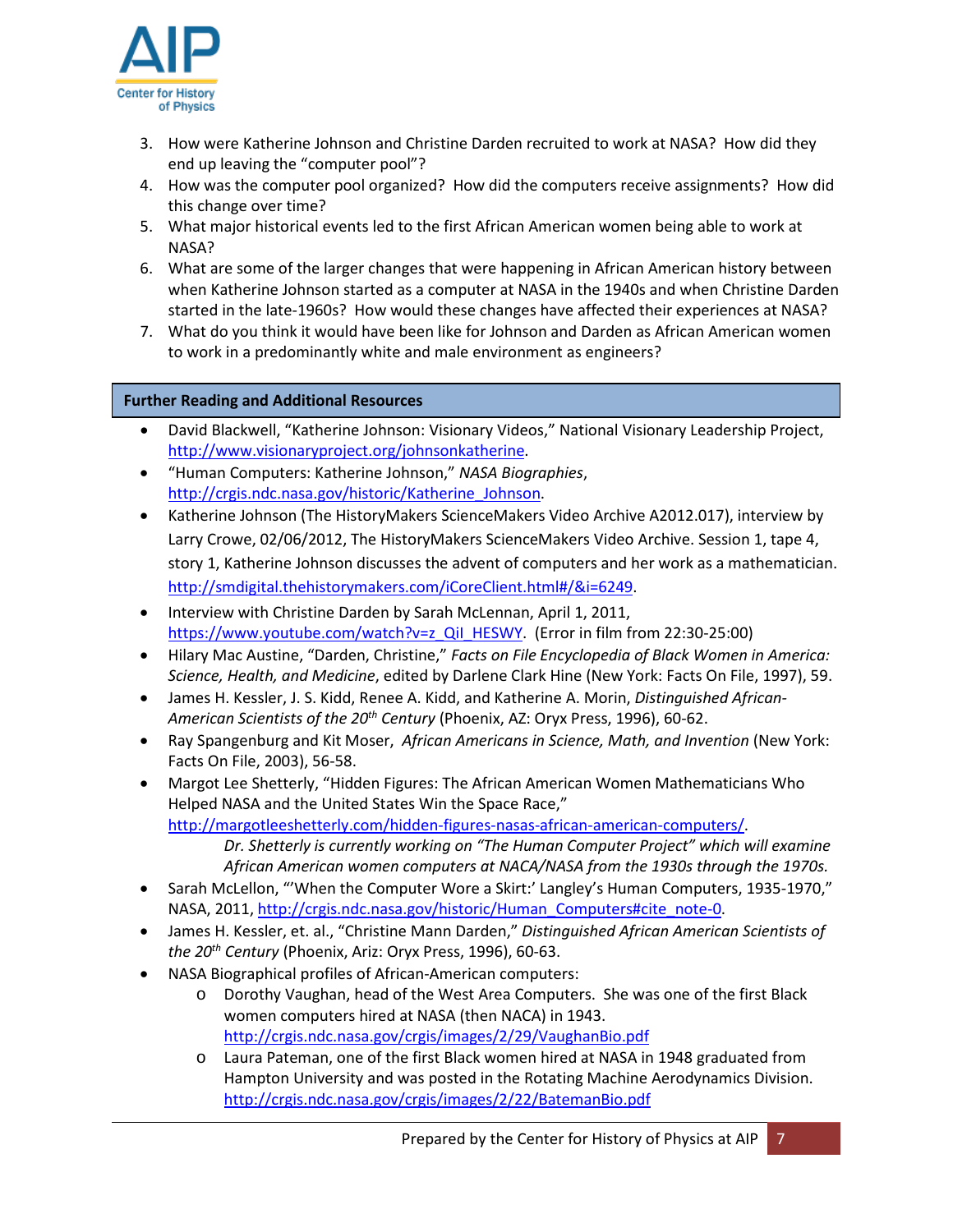3. How were Katherine Johnson and Christine Darden recruited to work at NASA? How did they end up leaving the "computer pool"?
4. How was the computer pool organized? How did the computers receive assignments? How did this change over time?
5. What major historical events led to the first African American women being able to work at NASA?
6. What are some of the larger changes that were happening in African American history between when Katherine Johnson started as a computer at NASA in the 1940s and when Christine Darden started in the late-1960s? How would these changes have affected their experiences at NASA?
7. What do you think it would have been like for Johnson and Darden as African American women to work in a predominantly white and male environment as engineers?

## Further Reading and Additional Resources

- David Blackwell, "Katherine Johnson: Visionary Videos," National Visionary Leadership Project, http://www.visionaryproject.org/johnsonkatherine.
- "Human Computers: Katherine Johnson," *NASA Biographies*, http://crgis.ndc.nasa.gov/historic/Katherine_Johnson.
- Katherine Johnson (The HistoryMakers ScienceMakers Video Archive A2012.017), interview by Larry Crowe, 02/06/2012, The HistoryMakers ScienceMakers Video Archive. Session 1, tape 4, story 1, Katherine Johnson discusses the advent of computers and her work as a mathematician. http://smdigital.thehistorymakers.com/iCoreClient.html#/&i=6249.
- Interview with Christine Darden by Sarah McLennan, April 1, 2011, https://www.youtube.com/watch?v=z_QiI_HESWY. (Error in film from 22:30-25:00)
- Hilary Mac Austine, "Darden, Christine," *Facts on File Encyclopedia of Black Women in America: Science, Health, and Medicine*, edited by Darlene Clark Hine (New York: Facts On File, 1997), 59.
- James H. Kessler, J. S. Kidd, Renee A. Kidd, and Katherine A. Morin, *Distinguished African-American Scientists of the 20th Century* (Phoenix, AZ: Oryx Press, 1996), 60-62.
- Ray Spangenburg and Kit Moser, *African Americans in Science, Math, and Invention* (New York: Facts On File, 2003), 56-58.
- Margot Lee Shetterly, "Hidden Figures: The African American Women Mathematicians Who Helped NASA and the United States Win the Space Race," http://margotleeshetterly.com/hidden-figures-nasas-african-american-computers/.
  *Dr. Shetterly is currently working on "The Human Computer Project" which will examine African American women computers at NACA/NASA from the 1930s through the 1970s.*
- Sarah McLellon, "'When the Computer Wore a Skirt:' Langley's Human Computers, 1935-1970," NASA, 2011, http://crgis.ndc.nasa.gov/historic/Human_Computers#cite_note-0.
- James H. Kessler, et. al., "Christine Mann Darden," *Distinguished African American Scientists of the 20th Century* (Phoenix, Ariz: Oryx Press, 1996), 60-63.
- NASA Biographical profiles of African-American computers:
  - Dorothy Vaughan, head of the West Area Computers. She was one of the first Black women computers hired at NASA (then NACA) in 1943. http://crgis.ndc.nasa.gov/crgis/images/2/29/VaughanBio.pdf
  - Laura Pateman, one of the first Black women hired at NASA in 1948 graduated from Hampton University and was posted in the Rotating Machine Aerodynamics Division. http://crgis.ndc.nasa.gov/crgis/images/2/22/BatemanBio.pdf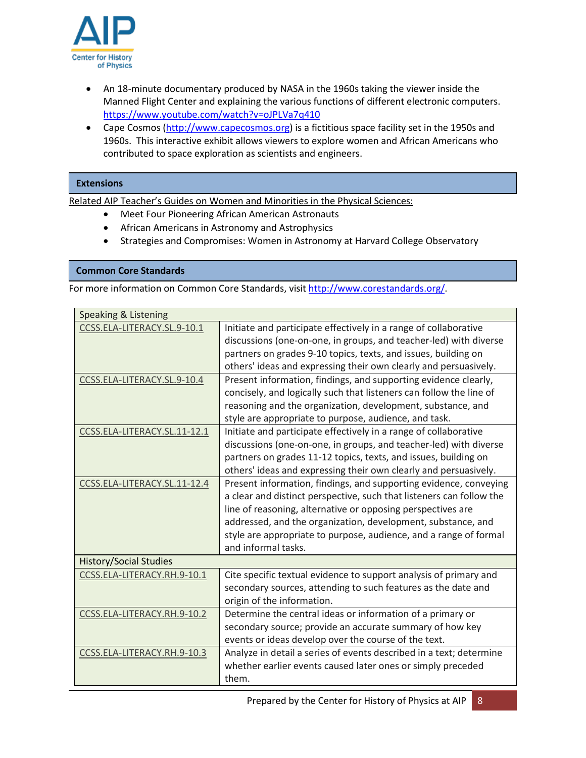- An 18-minute documentary produced by NASA in the 1960s taking the viewer inside the Manned Flight Center and explaining the various functions of different electronic computers. https://www.youtube.com/watch?v=oJPLVa7q410
- Cape Cosmos (http://www.capecosmos.org) is a fictitious space facility set in the 1950s and 1960s. This interactive exhibit allows viewers to explore women and African Americans who contributed to space exploration as scientists and engineers.

## Extensions

Related AIP Teacher's Guides on Women and Minorities in the Physical Sciences:

- Meet Four Pioneering African American Astronauts
- African Americans in Astronomy and Astrophysics
- Strategies and Compromises: Women in Astronomy at Harvard College Observatory

## Common Core Standards

For more information on Common Core Standards, visit http://www.corestandards.org/.

| Speaking & Listening | |
|---|---|
| CCSS.ELA-LITERACY.SL.9-10.1 | Initiate and participate effectively in a range of collaborative discussions (one-on-one, in groups, and teacher-led) with diverse partners on grades 9-10 topics, texts, and issues, building on others' ideas and expressing their own clearly and persuasively. |
| CCSS.ELA-LITERACY.SL.9-10.4 | Present information, findings, and supporting evidence clearly, concisely, and logically such that listeners can follow the line of reasoning and the organization, development, substance, and style are appropriate to purpose, audience, and task. |
| CCSS.ELA-LITERACY.SL.11-12.1 | Initiate and participate effectively in a range of collaborative discussions (one-on-one, in groups, and teacher-led) with diverse partners on grades 11-12 topics, texts, and issues, building on others' ideas and expressing their own clearly and persuasively. |
| CCSS.ELA-LITERACY.SL.11-12.4 | Present information, findings, and supporting evidence, conveying a clear and distinct perspective, such that listeners can follow the line of reasoning, alternative or opposing perspectives are addressed, and the organization, development, substance, and style are appropriate to purpose, audience, and a range of formal and informal tasks. |
| **History/Social Studies** | |
| CCSS.ELA-LITERACY.RH.9-10.1 | Cite specific textual evidence to support analysis of primary and secondary sources, attending to such features as the date and origin of the information. |
| CCSS.ELA-LITERACY.RH.9-10.2 | Determine the central ideas or information of a primary or secondary source; provide an accurate summary of how key events or ideas develop over the course of the text. |
| CCSS.ELA-LITERACY.RH.9-10.3 | Analyze in detail a series of events described in a text; determine whether earlier events caused later ones or simply preceded them. |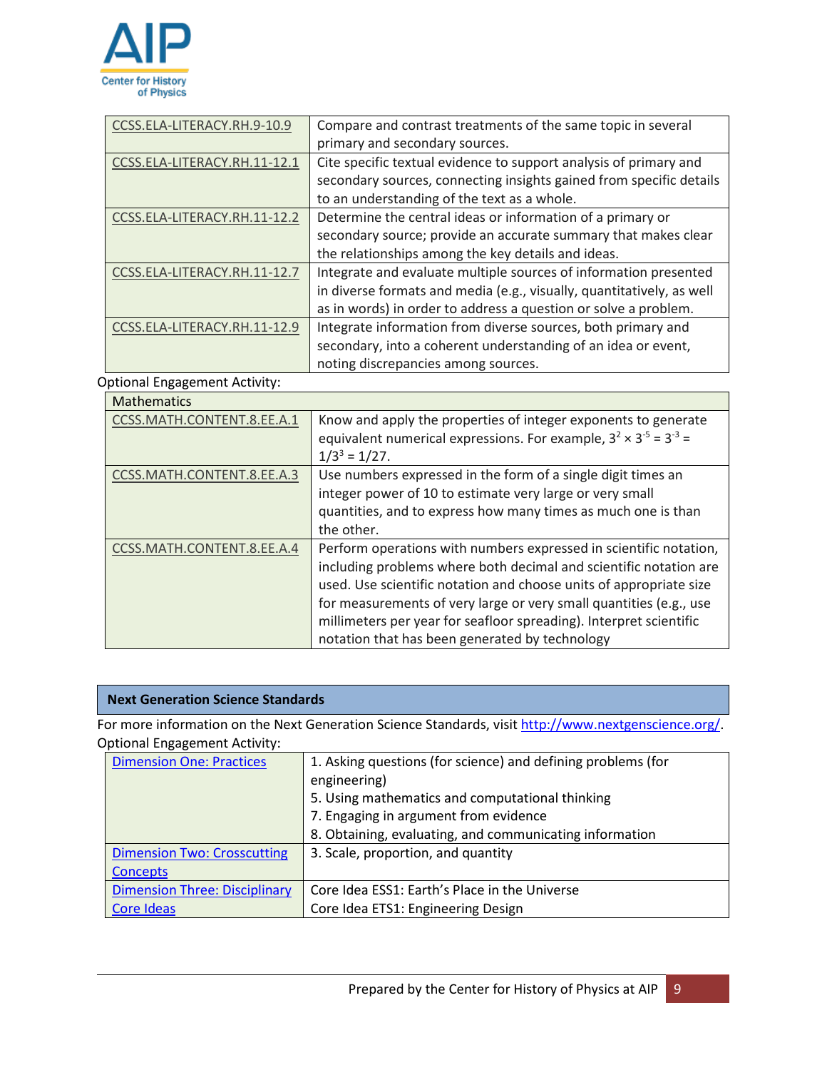| | |
|---|---|
| CCSS.ELA-LITERACY.RH.9-10.9 | Compare and contrast treatments of the same topic in several primary and secondary sources. |
| CCSS.ELA-LITERACY.RH.11-12.1 | Cite specific textual evidence to support analysis of primary and secondary sources, connecting insights gained from specific details to an understanding of the text as a whole. |
| CCSS.ELA-LITERACY.RH.11-12.2 | Determine the central ideas or information of a primary or secondary source; provide an accurate summary that makes clear the relationships among the key details and ideas. |
| CCSS.ELA-LITERACY.RH.11-12.7 | Integrate and evaluate multiple sources of information presented in diverse formats and media (e.g., visually, quantitatively, as well as in words) in order to address a question or solve a problem. |
| CCSS.ELA-LITERACY.RH.11-12.9 | Integrate information from diverse sources, both primary and secondary, into a coherent understanding of an idea or event, noting discrepancies among sources. |

Optional Engagement Activity:

| Mathematics | |
|---|---|
| CCSS.MATH.CONTENT.8.EE.A.1 | Know and apply the properties of integer exponents to generate equivalent numerical expressions. For example, $3^2 \times 3^{-5} = 3^{-3} = 1/3^3 = 1/27$. |
| CCSS.MATH.CONTENT.8.EE.A.3 | Use numbers expressed in the form of a single digit times an integer power of 10 to estimate very large or very small quantities, and to express how many times as much one is than the other. |
| CCSS.MATH.CONTENT.8.EE.A.4 | Perform operations with numbers expressed in scientific notation, including problems where both decimal and scientific notation are used. Use scientific notation and choose units of appropriate size for measurements of very large or very small quantities (e.g., use millimeters per year for seafloor spreading). Interpret scientific notation that has been generated by technology |

## Next Generation Science Standards

For more information on the Next Generation Science Standards, visit http://www.nextgenscience.org/.

Optional Engagement Activity:

| | |
|---|---|
| Dimension One: Practices | 1. Asking questions (for science) and defining problems (for engineering)<br>5. Using mathematics and computational thinking<br>7. Engaging in argument from evidence<br>8. Obtaining, evaluating, and communicating information |
| Dimension Two: Crosscutting Concepts | 3. Scale, proportion, and quantity |
| Dimension Three: Disciplinary Core Ideas | Core Idea ESS1: Earth's Place in the Universe<br>Core Idea ETS1: Engineering Design |